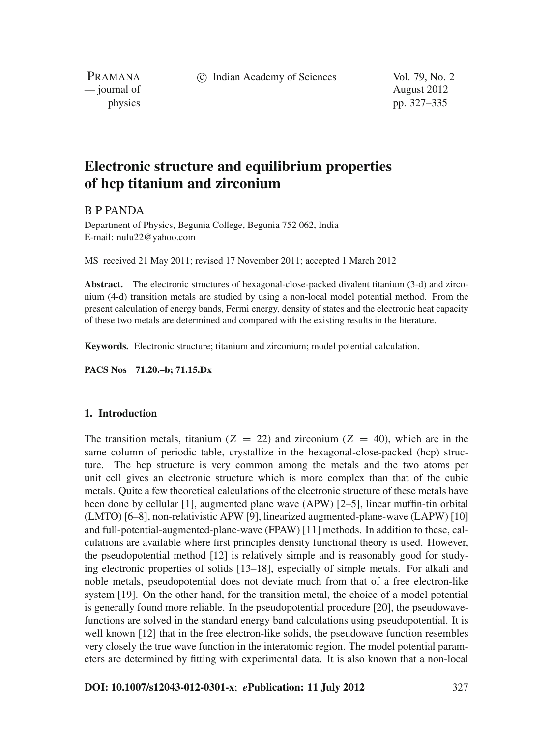# Electronic structure and equilibrium properties of hcp titanium and zirconium

B P PANDA

Department of Physics, Begunia College, Begunia 752 062, India
E-mail: nulu22@yahoo.com

MS received 21 May 2011; revised 17 November 2011; accepted 1 March 2012

**Abstract.** The electronic structures of hexagonal-close-packed divalent titanium (3-d) and zirconium (4-d) transition metals are studied by using a non-local model potential method. From the present calculation of energy bands, Fermi energy, density of states and the electronic heat capacity of these two metals are determined and compared with the existing results in the literature.

**Keywords.** Electronic structure; titanium and zirconium; model potential calculation.

**PACS Nos** **71.20.–b; 71.15.Dx**

## 1. Introduction

The transition metals, titanium ($Z = 22$) and zirconium ($Z = 40$), which are in the same column of periodic table, crystallize in the hexagonal-close-packed (hcp) structure. The hcp structure is very common among the metals and the two atoms per unit cell gives an electronic structure which is more complex than that of the cubic metals. Quite a few theoretical calculations of the electronic structure of these metals have been done by cellular [1], augmented plane wave (APW) [2–5], linear muffin-tin orbital (LMTO) [6–8], non-relativistic APW [9], linearized augmented-plane-wave (LAPW) [10] and full-potential-augmented-plane-wave (FPAW) [11] methods. In addition to these, calculations are available where first principles density functional theory is used. However, the pseudopotential method [12] is relatively simple and is reasonably good for studying electronic properties of solids [13–18], especially of simple metals. For alkali and noble metals, pseudopotential does not deviate much from that of a free electron-like system [19]. On the other hand, for the transition metal, the choice of a model potential is generally found more reliable. In the pseudopotential procedure [20], the pseudowavefunctions are solved in the standard energy band calculations using pseudopotential. It is well known [12] that in the free electron-like solids, the pseudowave function resembles very closely the true wave function in the interatomic region. The model potential parameters are determined by fitting with experimental data. It is also known that a non-local

**DOI: 10.1007/s12043-012-0301-x**; ***e*Publication: 11 July 2012**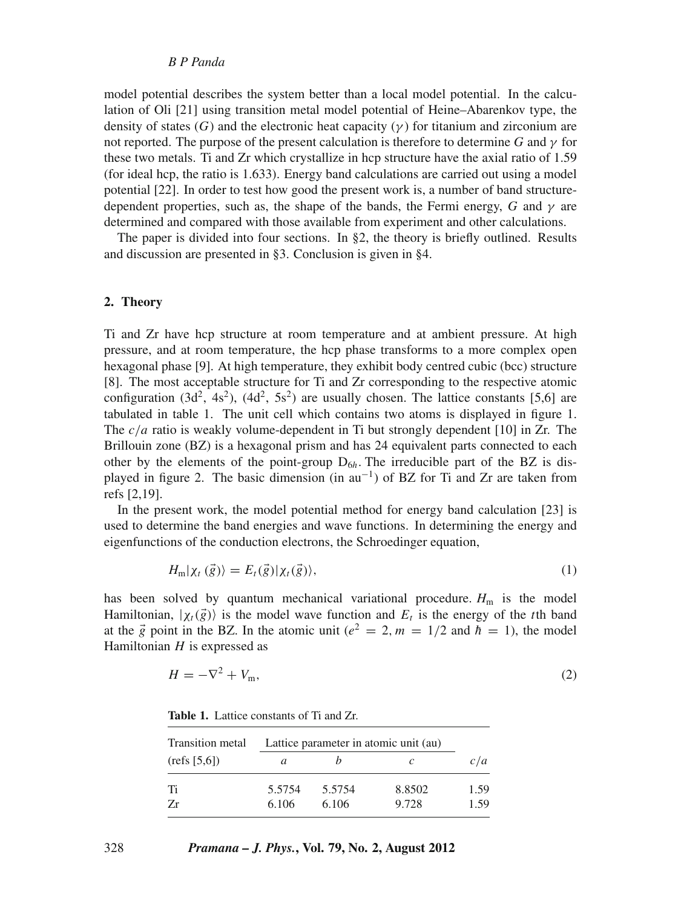model potential describes the system better than a local model potential. In the calculation of Oli [21] using transition metal model potential of Heine–Abarenkov type, the density of states ($G$) and the electronic heat capacity ($\gamma$) for titanium and zirconium are not reported. The purpose of the present calculation is therefore to determine $G$ and $\gamma$ for these two metals. Ti and Zr which crystallize in hcp structure have the axial ratio of 1.59 (for ideal hcp, the ratio is 1.633). Energy band calculations are carried out using a model potential [22]. In order to test how good the present work is, a number of band structure-dependent properties, such as, the shape of the bands, the Fermi energy, $G$ and $\gamma$ are determined and compared with those available from experiment and other calculations.

The paper is divided into four sections. In §2, the theory is briefly outlined. Results and discussion are presented in §3. Conclusion is given in §4.

## 2. Theory

Ti and Zr have hcp structure at room temperature and at ambient pressure. At high pressure, and at room temperature, the hcp phase transforms to a more complex open hexagonal phase [9]. At high temperature, they exhibit body centred cubic (bcc) structure [8]. The most acceptable structure for Ti and Zr corresponding to the respective atomic configuration ($3d^2$, $4s^2$), ($4d^2$, $5s^2$) are usually chosen. The lattice constants [5,6] are tabulated in table 1. The unit cell which contains two atoms is displayed in figure 1. The $c/a$ ratio is weakly volume-dependent in Ti but strongly dependent [10] in Zr. The Brillouin zone (BZ) is a hexagonal prism and has 24 equivalent parts connected to each other by the elements of the point-group $D_{6h}$. The irreducible part of the BZ is displayed in figure 2. The basic dimension (in $au^{-1}$) of BZ for Ti and Zr are taken from refs [2,19].

In the present work, the model potential method for energy band calculation [23] is used to determine the band energies and wave functions. In determining the energy and eigenfunctions of the conduction electrons, the Schroedinger equation,

$$H_m|\chi_t(\vec{g})\rangle = E_t(\vec{g})|\chi_t(\vec{g})\rangle, \tag{1}$$

has been solved by quantum mechanical variational procedure. $H_m$ is the model Hamiltonian, $|\chi_t(\vec{g})\rangle$ is the model wave function and $E_t$ is the energy of the $t$th band at the $\vec{g}$ point in the BZ. In the atomic unit ($e^2 = 2, m = 1/2$ and $\hbar = 1$), the model Hamiltonian $H$ is expressed as

$$H = -\nabla^2 + V_m, \tag{2}$$

**Table 1.** Lattice constants of Ti and Zr.

| Transition metal | Lattice parameter in atomic unit (au) | | | |
|---|---|---|---|---|
| (refs [5,6]) | $a$ | $b$ | $c$ | $c/a$ |
| Ti | 5.5754 | 5.5754 | 8.8502 | 1.59 |
| Zr | 6.106 | 6.106 | 9.728 | 1.59 |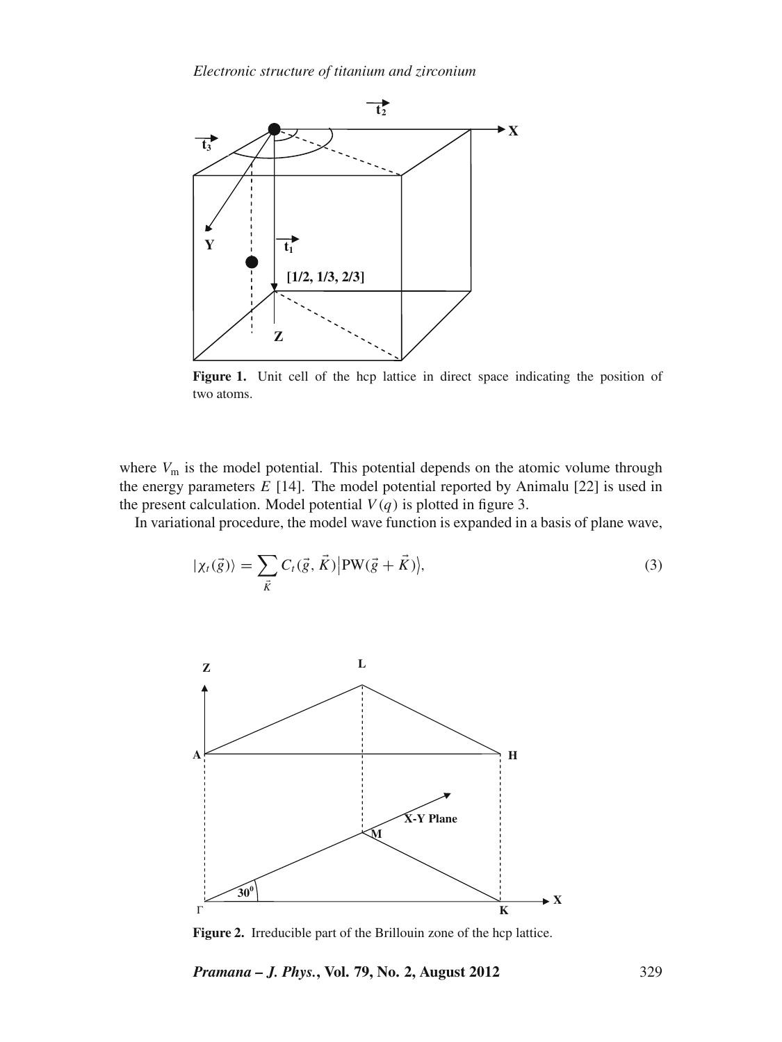Figure 1. Unit cell of the hcp lattice in direct space indicating the position of two atoms.

where $V_m$ is the model potential. This potential depends on the atomic volume through the energy parameters $E$ [14]. The model potential reported by Animalu [22] is used in the present calculation. Model potential $V(q)$ is plotted in figure 3.

In variational procedure, the model wave function is expanded in a basis of plane wave,

$$|\chi_t(\vec{g})\rangle = \sum_{\vec{K}} C_t(\vec{g}, \vec{K}) \big|\mathrm{PW}(\vec{g} + \vec{K})\big\rangle, \tag{3}$$

Figure 2. Irreducible part of the Brillouin zone of the hcp lattice.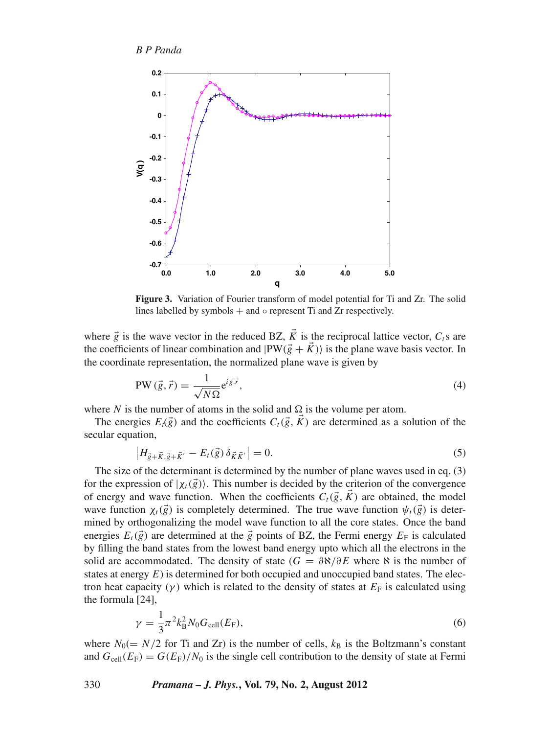**Figure 3.** Variation of Fourier transform of model potential for Ti and Zr. The solid lines labelled by symbols + and ∘ represent Ti and Zr respectively.

where $\vec{g}$ is the wave vector in the reduced BZ, $\vec{K}$ is the reciprocal lattice vector, $C_t$s are the coefficients of linear combination and $|\text{PW}(\vec{g}+\vec{K})\rangle$ is the plane wave basis vector. In the coordinate representation, the normalized plane wave is given by

$$\text{PW}\,(\vec{g},\vec{r}) = \frac{1}{\sqrt{N\Omega}} \mathrm{e}^{i\vec{g}.\vec{r}}, \tag{4}$$

where $N$ is the number of atoms in the solid and $\Omega$ is the volume per atom.

The energies $E_t(\vec{g})$ and the coefficients $C_t(\vec{g},\vec{K})$ are determined as a solution of the secular equation,

$$\left| H_{\vec{g}+\vec{K},\vec{g}+\vec{K}'} - E_t(\vec{g})\,\delta_{\vec{K}\vec{K}'} \right| = 0. \tag{5}$$

The size of the determinant is determined by the number of plane waves used in eq. (3) for the expression of $|\chi_t(\vec{g})\rangle$. This number is decided by the criterion of the convergence of energy and wave function. When the coefficients $C_t(\vec{g},\vec{K})$ are obtained, the model wave function $\chi_t(\vec{g})$ is completely determined. The true wave function $\psi_t(\vec{g})$ is determined by orthogonalizing the model wave function to all the core states. Once the band energies $E_t(\vec{g})$ are determined at the $\vec{g}$ points of BZ, the Fermi energy $E_\text{F}$ is calculated by filling the band states from the lowest band energy upto which all the electrons in the solid are accommodated. The density of state ($G = \partial\aleph/\partial E$ where $\aleph$ is the number of states at energy $E$) is determined for both occupied and unoccupied band states. The electron heat capacity ($\gamma$) which is related to the density of states at $E_\text{F}$ is calculated using the formula [24],

$$\gamma = \frac{1}{3}\pi^2 k_\text{B}^2 N_0 G_\text{cell}(E_\text{F}), \tag{6}$$

where $N_0 (= N/2$ for Ti and Zr) is the number of cells, $k_\text{B}$ is the Boltzmann's constant and $G_\text{cell}(E_\text{F}) = G(E_\text{F})/N_0$ is the single cell contribution to the density of state at Fermi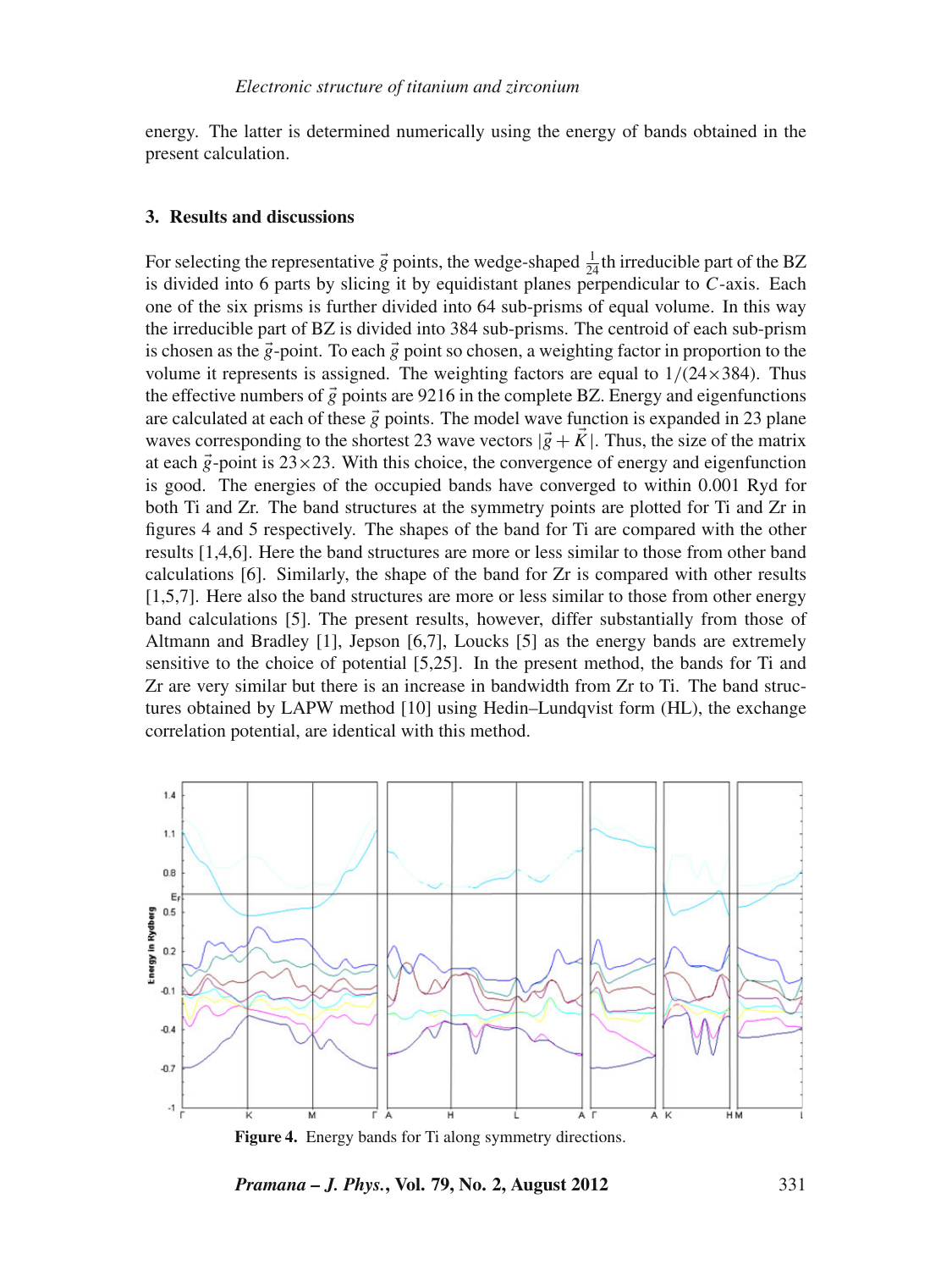energy. The latter is determined numerically using the energy of bands obtained in the present calculation.

### 3. Results and discussions

For selecting the representative $\vec{g}$ points, the wedge-shaped $\frac{1}{24}$th irreducible part of the BZ is divided into 6 parts by slicing it by equidistant planes perpendicular to $C$-axis. Each one of the six prisms is further divided into 64 sub-prisms of equal volume. In this way the irreducible part of BZ is divided into 384 sub-prisms. The centroid of each sub-prism is chosen as the $\vec{g}$-point. To each $\vec{g}$ point so chosen, a weighting factor in proportion to the volume it represents is assigned. The weighting factors are equal to $1/(24\times384)$. Thus the effective numbers of $\vec{g}$ points are 9216 in the complete BZ. Energy and eigenfunctions are calculated at each of these $\vec{g}$ points. The model wave function is expanded in 23 plane waves corresponding to the shortest 23 wave vectors $|\vec{g}+\vec{K}|$. Thus, the size of the matrix at each $\vec{g}$-point is $23\times23$. With this choice, the convergence of energy and eigenfunction is good. The energies of the occupied bands have converged to within 0.001 Ryd for both Ti and Zr. The band structures at the symmetry points are plotted for Ti and Zr in figures 4 and 5 respectively. The shapes of the band for Ti are compared with the other results [1,4,6]. Here the band structures are more or less similar to those from other band calculations [6]. Similarly, the shape of the band for Zr is compared with other results [1,5,7]. Here also the band structures are more or less similar to those from other energy band calculations [5]. The present results, however, differ substantially from those of Altmann and Bradley [1], Jepson [6,7], Loucks [5] as the energy bands are extremely sensitive to the choice of potential [5,25]. In the present method, the bands for Ti and Zr are very similar but there is an increase in bandwidth from Zr to Ti. The band structures obtained by LAPW method [10] using Hedin–Lundqvist form (HL), the exchange correlation potential, are identical with this method.

**Figure 4.** Energy bands for Ti along symmetry directions.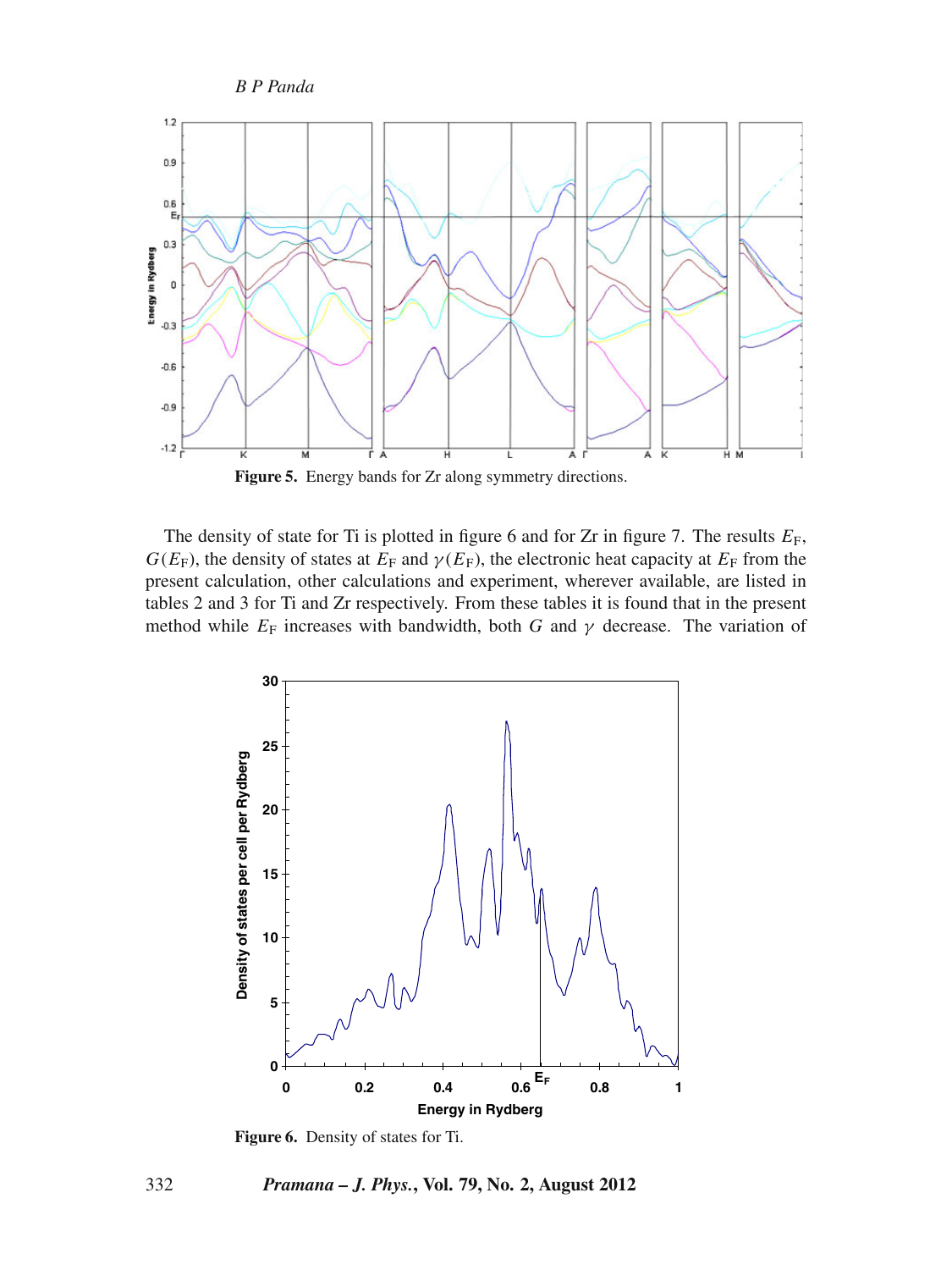**Figure 5.** Energy bands for Zr along symmetry directions.

The density of state for Ti is plotted in figure 6 and for Zr in figure 7. The results $E_\mathrm{F}$, $G(E_\mathrm{F})$, the density of states at $E_\mathrm{F}$ and $\gamma(E_\mathrm{F})$, the electronic heat capacity at $E_\mathrm{F}$ from the present calculation, other calculations and experiment, wherever available, are listed in tables 2 and 3 for Ti and Zr respectively. From these tables it is found that in the present method while $E_\mathrm{F}$ increases with bandwidth, both $G$ and $\gamma$ decrease. The variation of

**Figure 6.** Density of states for Ti.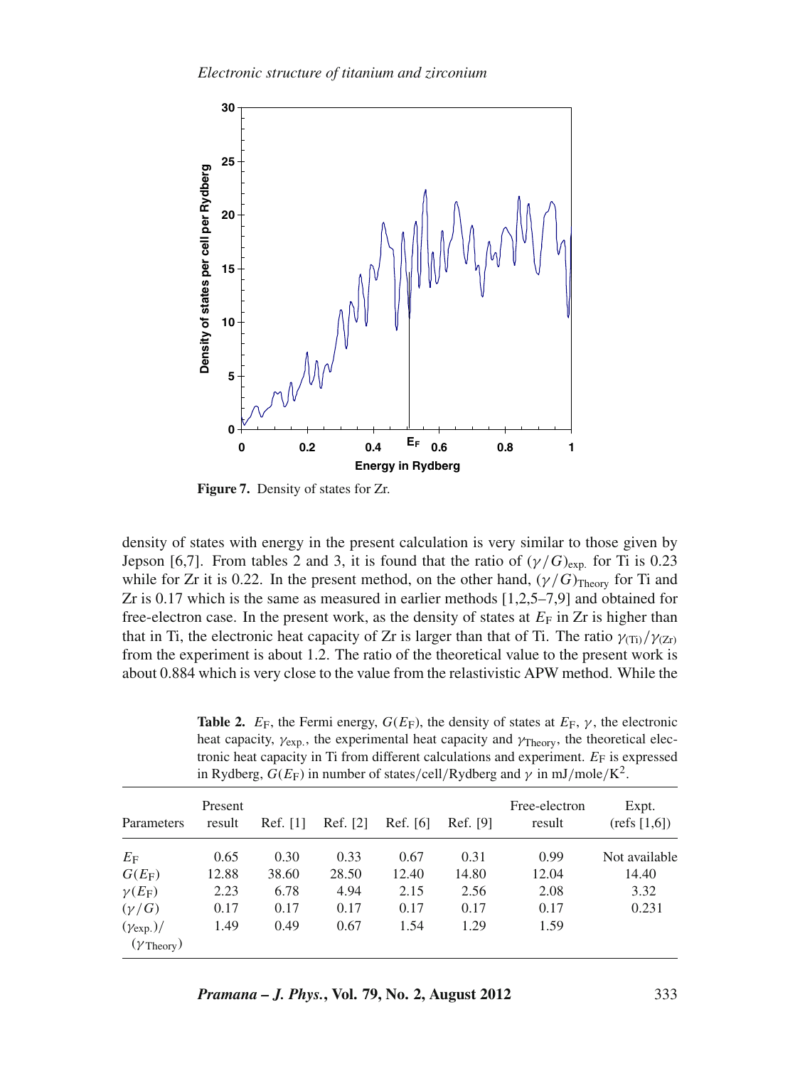Figure 7. Density of states for Zr.

density of states with energy in the present calculation is very similar to those given by Jepson [6,7]. From tables 2 and 3, it is found that the ratio of $(\gamma/G)_{\text{exp.}}$ for Ti is 0.23 while for Zr it is 0.22. In the present method, on the other hand, $(\gamma/G)_{\text{Theory}}$ for Ti and Zr is 0.17 which is the same as measured in earlier methods [1,2,5–7,9] and obtained for free-electron case. In the present work, as the density of states at $E_F$ in Zr is higher than that in Ti, the electronic heat capacity of Zr is larger than that of Ti. The ratio $\gamma_{(\text{Ti})}/\gamma_{(\text{Zr})}$ from the experiment is about 1.2. The ratio of the theoretical value to the present work is about 0.884 which is very close to the value from the relastivistic APW method. While the

**Table 2.** $E_F$, the Fermi energy, $G(E_F)$, the density of states at $E_F$, $\gamma$, the electronic heat capacity, $\gamma_{\text{exp.}}$, the experimental heat capacity and $\gamma_{\text{Theory}}$, the theoretical electronic heat capacity in Ti from different calculations and experiment. $E_F$ is expressed in Rydberg, $G(E_F)$ in number of states/cell/Rydberg and $\gamma$ in mJ/mole/K$^2$.

| Parameters | Present result | Ref. [1] | Ref. [2] | Ref. [6] | Ref. [9] | Free-electron result | Expt. (refs [1,6]) |
|---|---|---|---|---|---|---|---|
| $E_F$ | 0.65 | 0.30 | 0.33 | 0.67 | 0.31 | 0.99 | Not available |
| $G(E_F)$ | 12.88 | 38.60 | 28.50 | 12.40 | 14.80 | 12.04 | 14.40 |
| $\gamma(E_F)$ | 2.23 | 6.78 | 4.94 | 2.15 | 2.56 | 2.08 | 3.32 |
| $(\gamma/G)$ | 0.17 | 0.17 | 0.17 | 0.17 | 0.17 | 0.17 | 0.231 |
| $(\gamma_{\text{exp.}})/(\gamma_{\text{Theory}})$ | 1.49 | 0.49 | 0.67 | 1.54 | 1.29 | 1.59 | |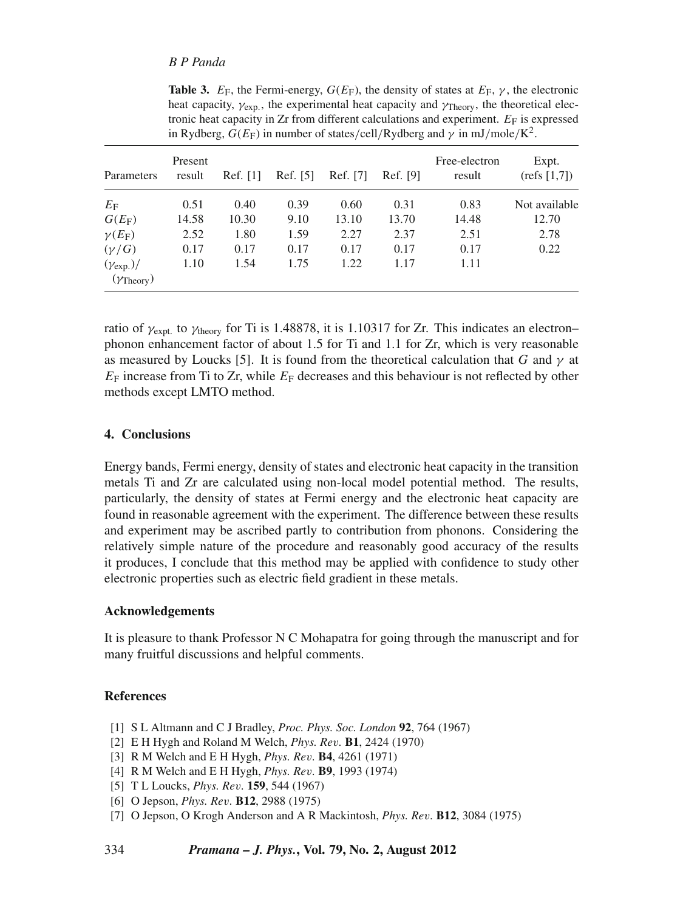**Table 3.** $E_F$, the Fermi-energy, $G(E_F)$, the density of states at $E_F$, $\gamma$, the electronic heat capacity, $\gamma_{exp.}$, the experimental heat capacity and $\gamma_{Theory}$, the theoretical electronic heat capacity in Zr from different calculations and experiment. $E_F$ is expressed in Rydberg, $G(E_F)$ in number of states/cell/Rydberg and $\gamma$ in mJ/mole/K$^2$.

| Parameters | Present result | Ref. [1] | Ref. [5] | Ref. [7] | Ref. [9] | Free-electron result | Expt. (refs [1,7]) |
|---|---|---|---|---|---|---|---|
| $E_F$ | 0.51 | 0.40 | 0.39 | 0.60 | 0.31 | 0.83 | Not available |
| $G(E_F)$ | 14.58 | 10.30 | 9.10 | 13.10 | 13.70 | 14.48 | 12.70 |
| $\gamma(E_F)$ | 2.52 | 1.80 | 1.59 | 2.27 | 2.37 | 2.51 | 2.78 |
| $(\gamma/G)$ | 0.17 | 0.17 | 0.17 | 0.17 | 0.17 | 0.17 | 0.22 |
| $(\gamma_{exp.})/(\gamma_{Theory})$ | 1.10 | 1.54 | 1.75 | 1.22 | 1.17 | 1.11 | |

ratio of $\gamma_{expt.}$ to $\gamma_{theory}$ for Ti is 1.48878, it is 1.10317 for Zr. This indicates an electron–phonon enhancement factor of about 1.5 for Ti and 1.1 for Zr, which is very reasonable as measured by Loucks [5]. It is found from the theoretical calculation that $G$ and $\gamma$ at $E_F$ increase from Ti to Zr, while $E_F$ decreases and this behaviour is not reflected by other methods except LMTO method.

## 4. Conclusions

Energy bands, Fermi energy, density of states and electronic heat capacity in the transition metals Ti and Zr are calculated using non-local model potential method. The results, particularly, the density of states at Fermi energy and the electronic heat capacity are found in reasonable agreement with the experiment. The difference between these results and experiment may be ascribed partly to contribution from phonons. Considering the relatively simple nature of the procedure and reasonably good accuracy of the results it produces, I conclude that this method may be applied with confidence to study other electronic properties such as electric field gradient in these metals.

### Acknowledgements

It is pleasure to thank Professor N C Mohapatra for going through the manuscript and for many fruitful discussions and helpful comments.

### References

[1] S L Altmann and C J Bradley, *Proc. Phys. Soc. London* **92**, 764 (1967)
[2] E H Hygh and Roland M Welch, *Phys. Rev.* **B1**, 2424 (1970)
[3] R M Welch and E H Hygh, *Phys. Rev.* **B4**, 4261 (1971)
[4] R M Welch and E H Hygh, *Phys. Rev.* **B9**, 1993 (1974)
[5] T L Loucks, *Phys. Rev.* **159**, 544 (1967)
[6] O Jepson, *Phys. Rev.* **B12**, 2988 (1975)
[7] O Jepson, O Krogh Anderson and A R Mackintosh, *Phys. Rev.* **B12**, 3084 (1975)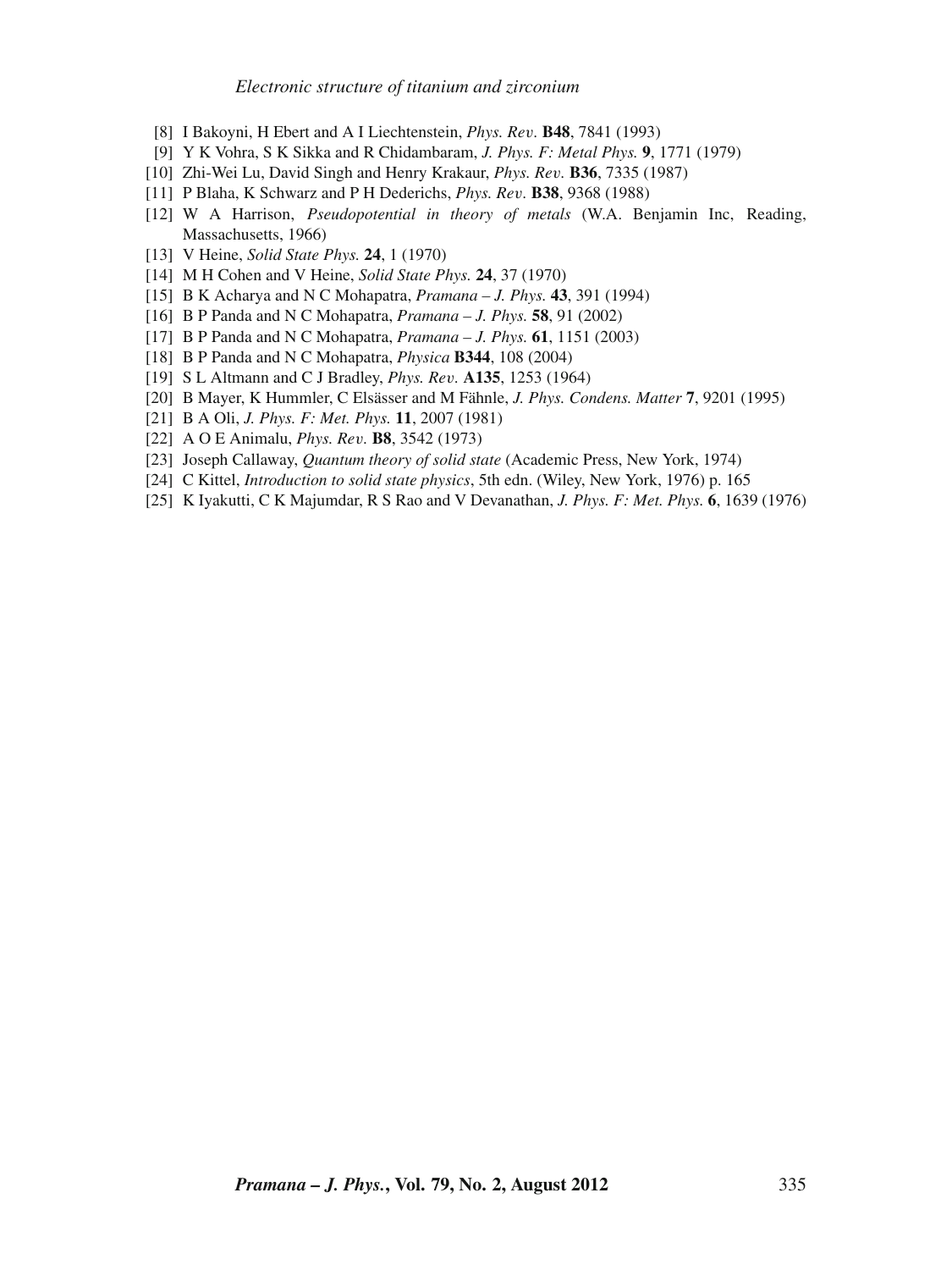[8] I Bakoyni, H Ebert and A I Liechtenstein, *Phys. Rev*. **B48**, 7841 (1993)
[9] Y K Vohra, S K Sikka and R Chidambaram, *J. Phys. F: Metal Phys.* **9**, 1771 (1979)
[10] Zhi-Wei Lu, David Singh and Henry Krakaur, *Phys. Rev.* **B36**, 7335 (1987)
[11] P Blaha, K Schwarz and P H Dederichs, *Phys. Rev*. **B38**, 9368 (1988)
[12] W A Harrison, *Pseudopotential in theory of metals* (W.A. Benjamin Inc, Reading, Massachusetts, 1966)
[13] V Heine, *Solid State Phys.* **24**, 1 (1970)
[14] M H Cohen and V Heine, *Solid State Phys.* **24**, 37 (1970)
[15] B K Acharya and N C Mohapatra, *Pramana – J. Phys.* **43**, 391 (1994)
[16] B P Panda and N C Mohapatra, *Pramana – J. Phys.* **58**, 91 (2002)
[17] B P Panda and N C Mohapatra, *Pramana – J. Phys.* **61**, 1151 (2003)
[18] B P Panda and N C Mohapatra, *Physica* **B344**, 108 (2004)
[19] S L Altmann and C J Bradley, *Phys. Rev*. **A135**, 1253 (1964)
[20] B Mayer, K Hummler, C Elsässer and M Fähnle, *J. Phys. Condens. Matter* **7**, 9201 (1995)
[21] B A Oli, *J. Phys. F: Met. Phys.* **11**, 2007 (1981)
[22] A O E Animalu, *Phys. Rev*. **B8**, 3542 (1973)
[23] Joseph Callaway, *Quantum theory of solid state* (Academic Press, New York, 1974)
[24] C Kittel, *Introduction to solid state physics*, 5th edn. (Wiley, New York, 1976) p. 165
[25] K Iyakutti, C K Majumdar, R S Rao and V Devanathan, *J. Phys. F: Met. Phys.* **6**, 1639 (1976)